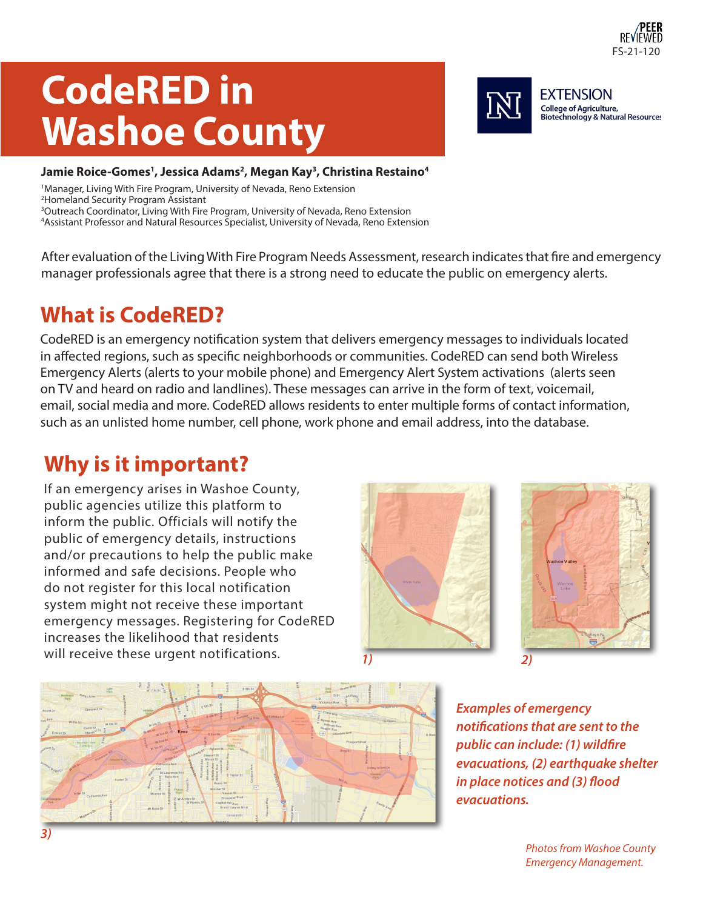PEER REVIEWED
FS-21-120

# CodeRED in Washoe County

EXTENSION
College of Agriculture, Biotechnology & Natural Resources

**Jamie Roice-Gomes[1], Jessica Adams[2], Megan Kay[3], Christina Restaino[4]**

[1]Manager, Living With Fire Program, University of Nevada, Reno Extension
[2]Homeland Security Program Assistant
[3]Outreach Coordinator, Living With Fire Program, University of Nevada, Reno Extension
[4]Assistant Professor and Natural Resources Specialist, University of Nevada, Reno Extension

After evaluation of the Living With Fire Program Needs Assessment, research indicates that fire and emergency manager professionals agree that there is a strong need to educate the public on emergency alerts.

## What is CodeRED?

CodeRED is an emergency notification system that delivers emergency messages to individuals located in affected regions, such as specific neighborhoods or communities. CodeRED can send both Wireless Emergency Alerts (alerts to your mobile phone) and Emergency Alert System activations (alerts seen on TV and heard on radio and landlines). These messages can arrive in the form of text, voicemail, email, social media and more. CodeRED allows residents to enter multiple forms of contact information, such as an unlisted home number, cell phone, work phone and email address, into the database.

## Why is it important?

If an emergency arises in Washoe County, public agencies utilize this platform to inform the public. Officials will notify the public of emergency details, instructions and/or precautions to help the public make informed and safe decisions. People who do not register for this local notification system might not receive these important emergency messages. Registering for CodeRED increases the likelihood that residents will receive these urgent notifications.

*1)*

*2)*

*3)*

***Examples of emergency notifications that are sent to the public can include: (1) wildfire evacuations, (2) earthquake shelter in place notices and (3) flood evacuations.***

*Photos from Washoe County Emergency Management.*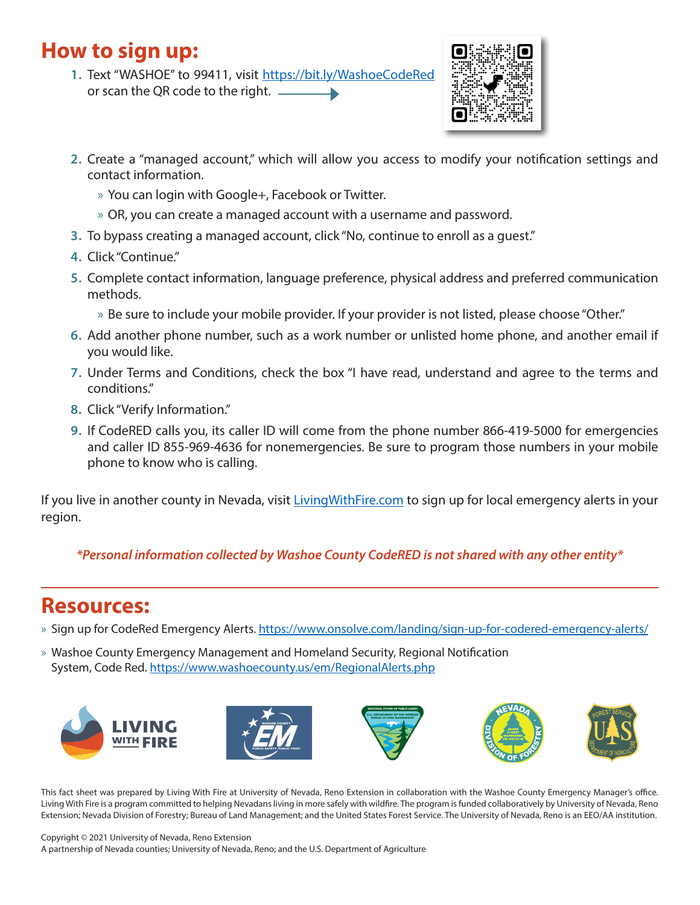## How to sign up:

1. Text "WASHOE" to 99411, visit https://bit.ly/WashoeCodeRed or scan the QR code to the right.
2. Create a "managed account," which will allow you access to modify your notification settings and contact information.
   - You can login with Google+, Facebook or Twitter.
   - OR, you can create a managed account with a username and password.
3. To bypass creating a managed account, click "No, continue to enroll as a guest."
4. Click "Continue."
5. Complete contact information, language preference, physical address and preferred communication methods.
   - Be sure to include your mobile provider. If your provider is not listed, please choose "Other."
6. Add another phone number, such as a work number or unlisted home phone, and another email if you would like.
7. Under Terms and Conditions, check the box "I have read, understand and agree to the terms and conditions."
8. Click "Verify Information."
9. If CodeRED calls you, its caller ID will come from the phone number 866-419-5000 for emergencies and caller ID 855-969-4636 for nonemergencies. Be sure to program those numbers in your mobile phone to know who is calling.

If you live in another county in Nevada, visit LivingWithFire.com to sign up for local emergency alerts in your region.

***Personal information collected by Washoe County CodeRED is not shared with any other entity***

## Resources:

- Sign up for CodeRed Emergency Alerts. https://www.onsolve.com/landing/sign-up-for-codered-emergency-alerts/
- Washoe County Emergency Management and Homeland Security, Regional Notification System, Code Red. https://www.washoecounty.us/em/RegionalAlerts.php

This fact sheet was prepared by Living With Fire at University of Nevada, Reno Extension in collaboration with the Washoe County Emergency Manager's office. Living With Fire is a program committed to helping Nevadans living in more safely with wildfire. The program is funded collaboratively by University of Nevada, Reno Extension; Nevada Division of Forestry; Bureau of Land Management; and the United States Forest Service. The University of Nevada, Reno is an EEO/AA institution.

Copyright © 2021 University of Nevada, Reno Extension
A partnership of Nevada counties; University of Nevada, Reno; and the U.S. Department of Agriculture